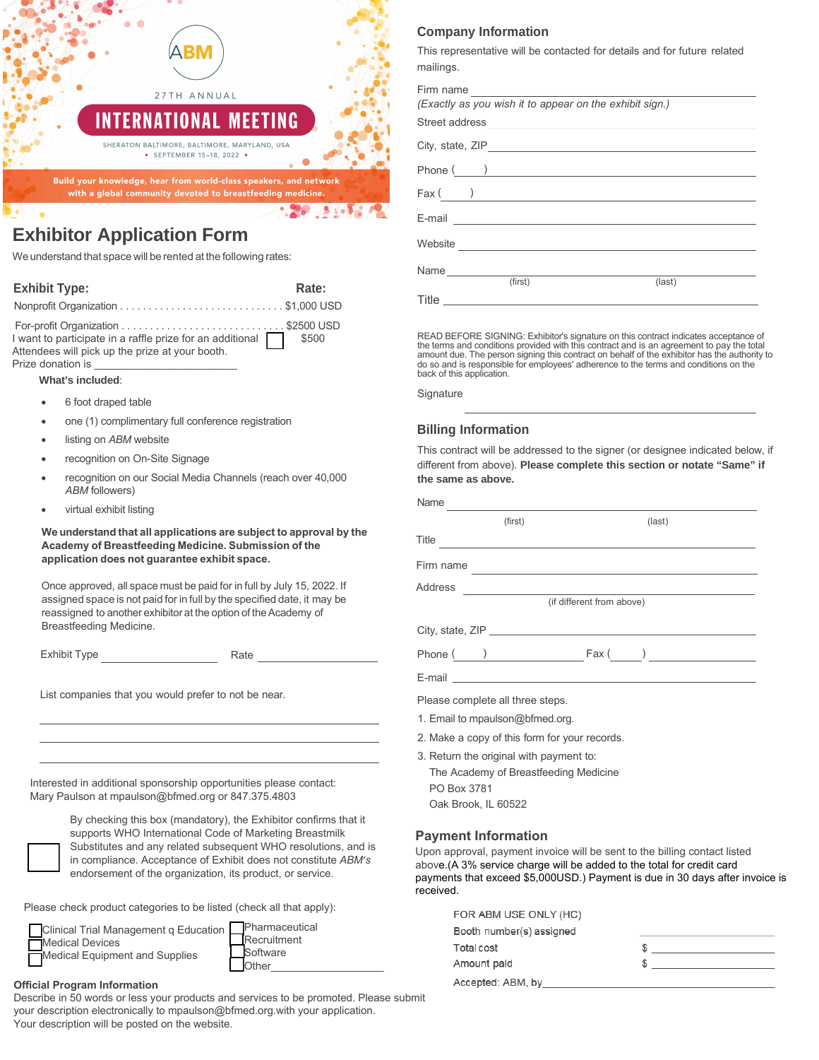ABM

27TH ANNUAL

# INTERNATIONAL MEETING

SHERATON BALTIMORE, BALTIMORE, MARYLAND, USA
• SEPTEMBER 15–18, 2022 •

Build your knowledge, hear from world-class speakers, and network with a global community devoted to breastfeeding medicine.

# Exhibitor Application Form

We understand that space will be rented at the following rates:

| Exhibit Type: | Rate: |
|---|---|
| Nonprofit Organization . . . . . . . . . . . . . . . . . . . . . . . . . . . . . | $1,000 USD |
| For-profit Organization . . . . . . . . . . . . . . . . . . . . . . . . . . . . . | $2500 USD |

I want to participate in a raffle prize for an additional ☐ $500
Attendees will pick up the prize at your booth.
Prize donation is ____________________

**What's included**:

- 6 foot draped table
- one (1) complimentary full conference registration
- listing on *ABM* website
- recognition on On-Site Signage
- recognition on our Social Media Channels (reach over 40,000 *ABM* followers)
- virtual exhibit listing

**We understand that all applications are subject to approval by the Academy of Breastfeeding Medicine. Submission of the application does not guarantee exhibit space.**

Once approved, all space must be paid for in full by July 15, 2022. If assigned space is not paid for in full by the specified date, it may be reassigned to another exhibitor at the option of the Academy of Breastfeeding Medicine.

Exhibit Type ____________________ Rate ____________________

List companies that you would prefer to not be near.

______________________________________________

______________________________________________

______________________________________________

Interested in additional sponsorship opportunities please contact:
Mary Paulson at mpaulson@bfmed.org or 847.375.4803

☐ By checking this box (mandatory), the Exhibitor confirms that it supports WHO International Code of Marketing Breastmilk Substitutes and any related subsequent WHO resolutions, and is in compliance. Acceptance of Exhibit does not constitute *ABM's* endorsement of the organization, its product, or service.

Please check product categories to be listed (check all that apply):

☐ Clinical Trial Management q Education
☐ Medical Devices
☐ Medical Equipment and Supplies
☐ Pharmaceutical
☐ Recruitment
☐ Software
☐ Other____________________

**Official Program Information**
Describe in 50 words or less your products and services to be promoted. Please submit your description electronically to mpaulson@bfmed.org.with your application.
Your description will be posted on the website.

## Company Information

This representative will be contacted for details and for future related mailings.

Firm name ______________________________
*(Exactly as you wish it to appear on the exhibit sign.)*

Street address ______________________________

City, state, ZIP ______________________________

Phone (      ) ______________________________

Fax (      ) ______________________________

E-mail ______________________________

Website ______________________________

Name ______________________________
(first) (last)

Title ______________________________

READ BEFORE SIGNING: Exhibitor's signature on this contract indicates acceptance of the terms and conditions provided with this contract and is an agreement to pay the total amount due. The person signing this contract on behalf of the exhibitor has the authority to do so and is responsible for employees' adherence to the terms and conditions on the back of this application.

Signature

______________________________

## Billing Information

This contract will be addressed to the signer (or designee indicated below, if different from above). **Please complete this section or notate "Same" if the same as above.**

Name ______________________________
(first) (last)

Title ______________________________

Firm name ______________________________

Address ______________________________
(if different from above)

City, state, ZIP ______________________________

Phone (      ) ____________ Fax (      ) ____________

E-mail ______________________________

Please complete all three steps.

1. Email to mpaulson@bfmed.org.
2. Make a copy of this form for your records.
3. Return the original with payment to:
   The Academy of Breastfeeding Medicine
   PO Box 3781
   Oak Brook, IL 60522

## Payment Information

Upon approval, payment invoice will be sent to the billing contact listed above.(A 3% service charge will be added to the total for credit card payments that exceed $5,000USD.) Payment is due in 30 days after invoice is received.

FOR ABM USE ONLY (HC)

Booth number(s) assigned ____________________

Total cost $ ____________________

Amount paid $ ____________________

Accepted: ABM, by____________________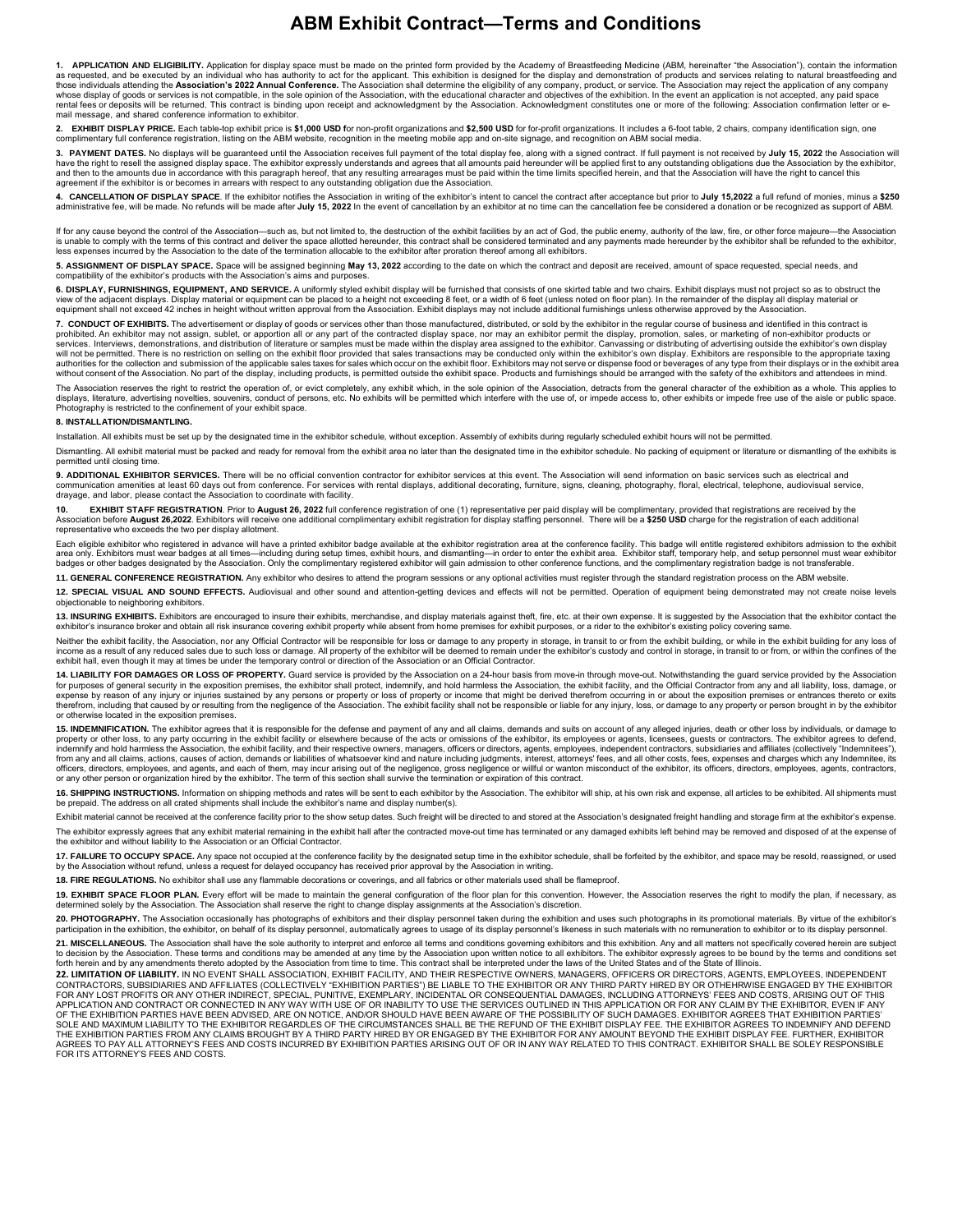# ABM Exhibit Contract—Terms and Conditions

**1. APPLICATION AND ELIGIBILITY.** Application for display space must be made on the printed form provided by the Academy of Breastfeeding Medicine (ABM, hereinafter "the Association"), contain the information as requested, and be executed by an individual who has authority to act for the applicant. This exhibition is designed for the display and demonstration of products and services relating to natural breastfeeding and those individuals attending the **Association's 2022 Annual Conference.** The Association shall determine the eligibility of any company, product, or service. The Association may reject the application of any company whose display of goods or services is not compatible, in the sole opinion of the Association, with the educational character and objectives of the exhibition. In the event an application is not accepted, any paid space rental fees or deposits will be returned. This contract is binding upon receipt and acknowledgment by the Association. Acknowledgment constitutes one or more of the following: Association confirmation letter or e-mail message, and shared conference information to exhibitor.

**2. EXHIBIT DISPLAY PRICE.** Each table-top exhibit price is **$1,000 USD f**or non-profit organizations and **$2,500 USD** for for-profit organizations. It includes a 6-foot table, 2 chairs, company identification sign, one complimentary full conference registration, listing on the ABM website, recognition in the meeting mobile app and on-site signage, and recognition on ABM social media.

**3. PAYMENT DATES.** No displays will be guaranteed until the Association receives full payment of the total display fee, along with a signed contract. If full payment is not received by **July 15, 2022** the Association will have the right to resell the assigned display space. The exhibitor expressly understands and agrees that all amounts paid hereunder will be applied first to any outstanding obligations due the Association by the exhibitor, and then to the amounts due in accordance with this paragraph hereof, that any resulting arrearages must be paid within the time limits specified herein, and that the Association will have the right to cancel this agreement if the exhibitor is or becomes in arrears with respect to any outstanding obligation due the Association.

**4. CANCELLATION OF DISPLAY SPACE**. If the exhibitor notifies the Association in writing of the exhibitor's intent to cancel the contract after acceptance but prior to **July 15,2022** a full refund of monies, minus a **$250** administrative fee, will be made. No refunds will be made after **July 15, 2022** In the event of cancellation by an exhibitor at no time can the cancellation fee be considered a donation or be recognized as support of ABM.

If for any cause beyond the control of the Association—such as, but not limited to, the destruction of the exhibit facilities by an act of God, the public enemy, authority of the law, fire, or other force majeure—the Association is unable to comply with the terms of this contract and deliver the space allotted hereunder, this contract shall be considered terminated and any payments made hereunder by the exhibitor shall be refunded to the exhibitor, less expenses incurred by the Association to the date of the termination allocable to the exhibitor after proration thereof among all exhibitors.

**5. ASSIGNMENT OF DISPLAY SPACE.** Space will be assigned beginning **May 13, 2022** according to the date on which the contract and deposit are received, amount of space requested, special needs, and compatibility of the exhibitor's products with the Association's aims and purposes.

**6. DISPLAY, FURNISHINGS, EQUIPMENT, AND SERVICE.** A uniformly styled exhibit display will be furnished that consists of one skirted table and two chairs. Exhibit displays must not project so as to obstruct the view of the adjacent displays. Display material or equipment can be placed to a height not exceeding 8 feet, or a width of 6 feet (unless noted on floor plan). In the remainder of the display all display material or equipment shall not exceed 42 inches in height without written approval from the Association. Exhibit displays may not include additional furnishings unless otherwise approved by the Association.

**7. CONDUCT OF EXHIBITS.** The advertisement or display of goods or services other than those manufactured, distributed, or sold by the exhibitor in the regular course of business and identified in this contract is prohibited. An exhibitor may not assign, sublet, or apportion all or any part of the contracted display space, nor may an exhibitor permit the display, promotion, sales, or marketing of non-exhibitor products or services. Interviews, demonstrations, and distribution of literature or samples must be made within the display area assigned to the exhibitor. Canvassing or distributing of advertising outside the exhibitor's own display will not be permitted. There is no restriction on selling on the exhibit floor provided that sales transactions may be conducted only within the exhibitor's own display. Exhibitors are responsible to the appropriate taxing authorities for the collection and submission of the applicable sales taxes for sales which occur on the exhibit floor. Exhibitors may not serve or dispense food or beverages of any type from their displays or in the exhibit area without consent of the Association. No part of the display, including products, is permitted outside the exhibit space. Products and furnishings should be arranged with the safety of the exhibitors and attendees in mind.

The Association reserves the right to restrict the operation of, or evict completely, any exhibit which, in the sole opinion of the Association, detracts from the general character of the exhibition as a whole. This applies to displays, literature, advertising novelties, souvenirs, conduct of persons, etc. No exhibits will be permitted which interfere with the use of, or impede access to, other exhibits or impede free use of the aisle or public space. Photography is restricted to the confinement of your exhibit space.

**8. INSTALLATION/DISMANTLING.**

Installation. All exhibits must be set up by the designated time in the exhibitor schedule, without exception. Assembly of exhibits during regularly scheduled exhibit hours will not be permitted.

Dismantling. All exhibit material must be packed and ready for removal from the exhibit area no later than the designated time in the exhibitor schedule. No packing of equipment or literature or dismantling of the exhibits is permitted until closing time.

**9. ADDITIONAL EXHIBITOR SERVICES.** There will be no official convention contractor for exhibitor services at this event. The Association will send information on basic services such as electrical and communication amenities at least 60 days out from conference. For services with rental displays, additional decorating, furniture, signs, cleaning, photography, floral, electrical, telephone, audiovisual service, drayage, and labor, please contact the Association to coordinate with facility.

**10. EXHIBIT STAFF REGISTRATION**. Prior to **August 26, 2022** full conference registration of one (1) representative per paid display will be complimentary, provided that registrations are received by the Association before **August 26,2022**. Exhibitors will receive one additional complimentary exhibit registration for display staffing personnel. There will be a **$250 USD** charge for the registration of each additional representative who exceeds the two per display allotment.

Each eligible exhibitor who registered in advance will have a printed exhibitor badge available at the exhibitor registration area at the conference facility. This badge will entitle registered exhibitors admission to the exhibit area only. Exhibitors must wear badges at all times—including during setup times, exhibit hours, and dismantling—in order to enter the exhibit area. Exhibitor staff, temporary help, and setup personnel must wear exhibitor badges or other badges designated by the Association. Only the complimentary registered exhibitor will gain admission to other conference functions, and the complimentary registration badge is not transferable.

**11. GENERAL CONFERENCE REGISTRATION.** Any exhibitor who desires to attend the program sessions or any optional activities must register through the standard registration process on the ABM website.

**12. SPECIAL VISUAL AND SOUND EFFECTS.** Audiovisual and other sound and attention-getting devices and effects will not be permitted. Operation of equipment being demonstrated may not create noise levels objectionable to neighboring exhibitors.

**13. INSURING EXHIBITS.** Exhibitors are encouraged to insure their exhibits, merchandise, and display materials against theft, fire, etc. at their own expense. It is suggested by the Association that the exhibitor contact the exhibitor's insurance broker and obtain all risk insurance covering exhibit property while absent from home premises for exhibit purposes, or a rider to the exhibitor's existing policy covering same.

Neither the exhibit facility, the Association, nor any Official Contractor will be responsible for loss or damage to any property in storage, in transit to or from the exhibit building, or while in the exhibit building for any loss of income as a result of any reduced sales due to such loss or damage. All property of the exhibitor will be deemed to remain under the exhibitor's custody and control in storage, in transit to or from, or within the confines of the exhibit hall, even though it may at times be under the temporary control or direction of the Association or an Official Contractor.

**14. LIABILITY FOR DAMAGES OR LOSS OF PROPERTY.** Guard service is provided by the Association on a 24-hour basis from move-in through move-out. Notwithstanding the guard service provided by the Association for purposes of general security in the exposition premises, the exhibitor shall protect, indemnify, and hold harmless the Association, the exhibit facility, and the Official Contractor from any and all liability, loss, damage, or expense by reason of any injury or injuries sustained by any persons or property or loss of property or income that might be derived therefrom occurring in or about the exposition premises or entrances thereto or exits therefrom, including that caused by or resulting from the negligence of the Association. The exhibit facility shall not be responsible or liable for any injury, loss, or damage to any property or person brought in by the exhibitor or otherwise located in the exposition premises.

**15. INDEMNIFICATION.** The exhibitor agrees that it is responsible for the defense and payment of any and all claims, demands and suits on account of any alleged injuries, death or other loss by individuals, or damage to property or other loss, to any party occurring in the exhibit facility or elsewhere because of the acts or omissions of the exhibitor, its employees or agents, licensees, guests or contractors. The exhibitor agrees to defend, indemnify and hold harmless the Association, the exhibit facility, and their respective owners, managers, officers or directors, agents, employees, independent contractors, subsidiaries and affiliates (collectively "Indemnitees"), from any and all claims, actions, causes of action, demands or liabilities of whatsoever kind and nature including judgments, interest, attorneys' fees, and all other costs, fees, expenses and charges which any Indemnitee, its officers, directors, employees, and agents, and each of them, may incur arising out of the negligence, gross negligence or willful or wanton misconduct of the exhibitor, its officers, directors, employees, agents, contractors, or any other person or organization hired by the exhibitor. The term of this section shall survive the termination or expiration of this contract.

**16. SHIPPING INSTRUCTIONS.** Information on shipping methods and rates will be sent to each exhibitor by the Association. The exhibitor will ship, at his own risk and expense, all articles to be exhibited. All shipments must be prepaid. The address on all crated shipments shall include the exhibitor's name and display number(s).

Exhibit material cannot be received at the conference facility prior to the show setup dates. Such freight will be directed to and stored at the Association's designated freight handling and storage firm at the exhibitor's expense.

The exhibitor expressly agrees that any exhibit material remaining in the exhibit hall after the contracted move-out time has terminated or any damaged exhibits left behind may be removed and disposed of at the expense of the exhibitor and without liability to the Association or an Official Contractor.

**17. FAILURE TO OCCUPY SPACE.** Any space not occupied at the conference facility by the designated setup time in the exhibitor schedule, shall be forfeited by the exhibitor, and space may be resold, reassigned, or used by the Association without refund, unless a request for delayed occupancy has received prior approval by the Association in writing.

**18. FIRE REGULATIONS.** No exhibitor shall use any flammable decorations or coverings, and all fabrics or other materials used shall be flameproof.

**19. EXHIBIT SPACE FLOOR PLAN.** Every effort will be made to maintain the general configuration of the floor plan for this convention. However, the Association reserves the right to modify the plan, if necessary, as determined solely by the Association. The Association shall reserve the right to change display assignments at the Association's discretion.

**20. PHOTOGRAPHY.** The Association occasionally has photographs of exhibitors and their display personnel taken during the exhibition and uses such photographs in its promotional materials. By virtue of the exhibitor's participation in the exhibition, the exhibitor, on behalf of its display personnel, automatically agrees to usage of its display personnel's likeness in such materials with no remuneration to exhibitor or to its display personnel.

**21. MISCELLANEOUS.** The Association shall have the sole authority to interpret and enforce all terms and conditions governing exhibitors and this exhibition. Any and all matters not specifically covered herein are subject to decision by the Association. These terms and conditions may be amended at any time by the Association upon written notice to all exhibitors. The exhibitor expressly agrees to be bound by the terms and conditions set forth herein and by any amendments thereto adopted by the Association from time to time. This contract shall be interpreted under the laws of the United States and of the State of Illinois.

**22. LIMITATION OF LIABILITY.** IN NO EVENT SHALL ASSOCIATION, EXHIBIT FACILITY, AND THEIR RESPECTIVE OWNERS, MANAGERS, OFFICERS OR DIRECTORS, AGENTS, EMPLOYEES, INDEPENDENT CONTRACTORS, SUBSIDIARIES AND AFFILIATES (COLLECTIVELY "EXHIBITION PARTIES") BE LIABLE TO THE EXHIBITOR OR ANY THIRD PARTY HIRED BY OR OTHEHRWISE ENGAGED BY THE EXHIBITOR FOR ANY LOST PROFITS OR ANY OTHER INDIRECT, SPECIAL, PUNITIVE, EXEMPLARY, INCIDENTAL OR CONSEQUENTIAL DAMAGES, INCLUDING ATTORNEYS' FEES AND COSTS, ARISING OUT OF THIS APPLICATION AND CONTRACT OR CONNECTED IN ANY WAY WITH USE OF OR INABILITY TO USE THE SERVICES OUTLINED IN THIS APPLICATION OR FOR ANY CLAIM BY THE EXHIBITOR, EVEN IF ANY OF THE EXHIBITION PARTIES HAVE BEEN ADVISED, ARE ON NOTICE, AND/OR SHOULD HAVE BEEN AWARE OF THE POSSIBILITY OF SUCH DAMAGES. EXHIBITOR AGREES THAT EXHIBITION PARTIES' SOLE AND MAXIMUM LIABILITY TO THE EXHIBITOR REGARDLES OF THE CIRCUMSTANCES SHALL BE THE REFUND OF THE EXHIBIT DISPLAY FEE. THE EXHIBITOR AGREES TO INDEMNIFY AND DEFEND THE EXHIBITION PARTIES FROM ANY CLAIMS BROUGHT BY A THIRD PARTY HIRED BY OR ENGAGED BY THE EXHIBITOR FOR ANY AMOUNT BEYOND THE EXHIBIT DISPLAY FEE. FURTHER, EXHIBITOR AGREES TO PAY ALL ATTORNEY'S FEES AND COSTS INCURRED BY EXHIBITION PARTIES ARISING OUT OF OR IN ANY WAY RELATED TO THIS CONTRACT. EXHIBITOR SHALL BE SOLEY RESPONSIBLE FOR ITS ATTORNEY'S FEES AND COSTS.